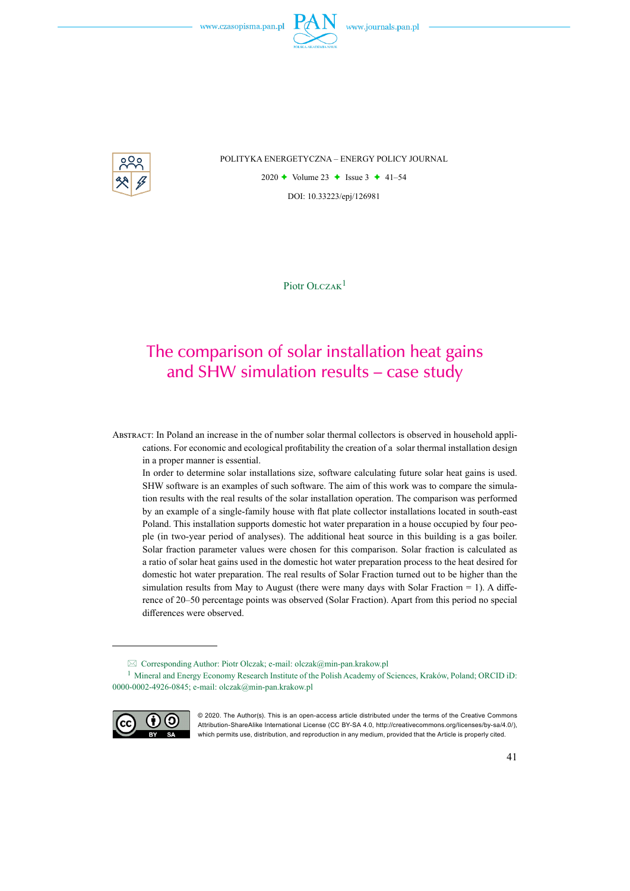Piotr Olczak[1]

# The comparison of solar installation heat gains and SHW simulation results – case study

Abstract: In Poland an increase in the of number solar thermal collectors is observed in household applications. For economic and ecological profitability the creation of a solar thermal installation design in a proper manner is essential.

In order to determine solar installations size, software calculating future solar heat gains is used. SHW software is an examples of such software. The aim of this work was to compare the simulation results with the real results of the solar installation operation. The comparison was performed by an example of a single-family house with flat plate collector installations located in south-east Poland. This installation supports domestic hot water preparation in a house occupied by four people (in two-year period of analyses). The additional heat source in this building is a gas boiler. Solar fraction parameter values were chosen for this comparison. Solar fraction is calculated as a ratio of solar heat gains used in the domestic hot water preparation process to the heat desired for domestic hot water preparation. The real results of Solar Fraction turned out to be higher than the simulation results from May to August (there were many days with Solar Fraction = 1). A difference of 20–50 percentage points was observed (Solar Fraction). Apart from this period no special differences were observed.

---

✉ Corresponding Author: Piotr Olczak; e-mail: olczak@min-pan.krakow.pl

[1] Mineral and Energy Economy Research Institute of the Polish Academy of Sciences, Kraków, Poland; ORCID iD: 0000-0002-4926-0845; e-mail: olczak@min-pan.krakow.pl

© 2020. The Author(s). This is an open-access article distributed under the terms of the Creative Commons Attribution-ShareAlike International License (CC BY-SA 4.0, http://creativecommons.org/licenses/by-sa/4.0/), which permits use, distribution, and reproduction in any medium, provided that the Article is properly cited.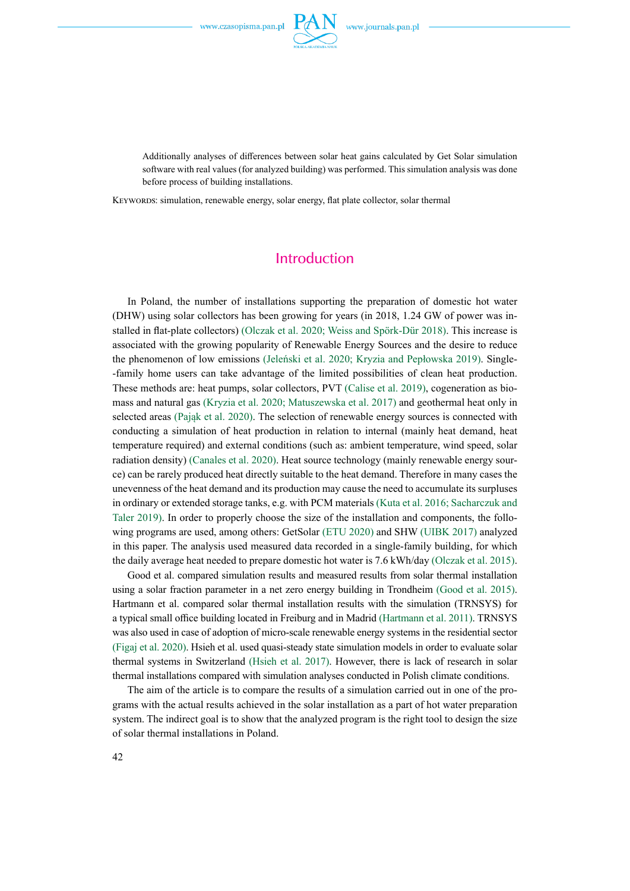Additionally analyses of differences between solar heat gains calculated by Get Solar simulation software with real values (for analyzed building) was performed. This simulation analysis was done before process of building installations.

Keywords: simulation, renewable energy, solar energy, flat plate collector, solar thermal

## Introduction

In Poland, the number of installations supporting the preparation of domestic hot water (DHW) using solar collectors has been growing for years (in 2018, 1.24 GW of power was installed in flat-plate collectors) (Olczak et al. 2020; Weiss and Spörk-Dür 2018). This increase is associated with the growing popularity of Renewable Energy Sources and the desire to reduce the phenomenon of low emissions (Jeleński et al. 2020; Kryzia and Pepłowska 2019). Single-family home users can take advantage of the limited possibilities of clean heat production. These methods are: heat pumps, solar collectors, PVT (Calise et al. 2019), cogeneration as biomass and natural gas (Kryzia et al. 2020; Matuszewska et al. 2017) and geothermal heat only in selected areas (Pająk et al. 2020). The selection of renewable energy sources is connected with conducting a simulation of heat production in relation to internal (mainly heat demand, heat temperature required) and external conditions (such as: ambient temperature, wind speed, solar radiation density) (Canales et al. 2020). Heat source technology (mainly renewable energy source) can be rarely produced heat directly suitable to the heat demand. Therefore in many cases the unevenness of the heat demand and its production may cause the need to accumulate its surpluses in ordinary or extended storage tanks, e.g. with PCM materials (Kuta et al. 2016; Sacharczuk and Taler 2019). In order to properly choose the size of the installation and components, the following programs are used, among others: GetSolar (ETU 2020) and SHW (UIBK 2017) analyzed in this paper. The analysis used measured data recorded in a single-family building, for which the daily average heat needed to prepare domestic hot water is 7.6 kWh/day (Olczak et al. 2015).

Good et al. compared simulation results and measured results from solar thermal installation using a solar fraction parameter in a net zero energy building in Trondheim (Good et al. 2015). Hartmann et al. compared solar thermal installation results with the simulation (TRNSYS) for a typical small office building located in Freiburg and in Madrid (Hartmann et al. 2011). TRNSYS was also used in case of adoption of micro-scale renewable energy systems in the residential sector (Figaj et al. 2020). Hsieh et al. used quasi-steady state simulation models in order to evaluate solar thermal systems in Switzerland (Hsieh et al. 2017). However, there is lack of research in solar thermal installations compared with simulation analyses conducted in Polish climate conditions.

The aim of the article is to compare the results of a simulation carried out in one of the programs with the actual results achieved in the solar installation as a part of hot water preparation system. The indirect goal is to show that the analyzed program is the right tool to design the size of solar thermal installations in Poland.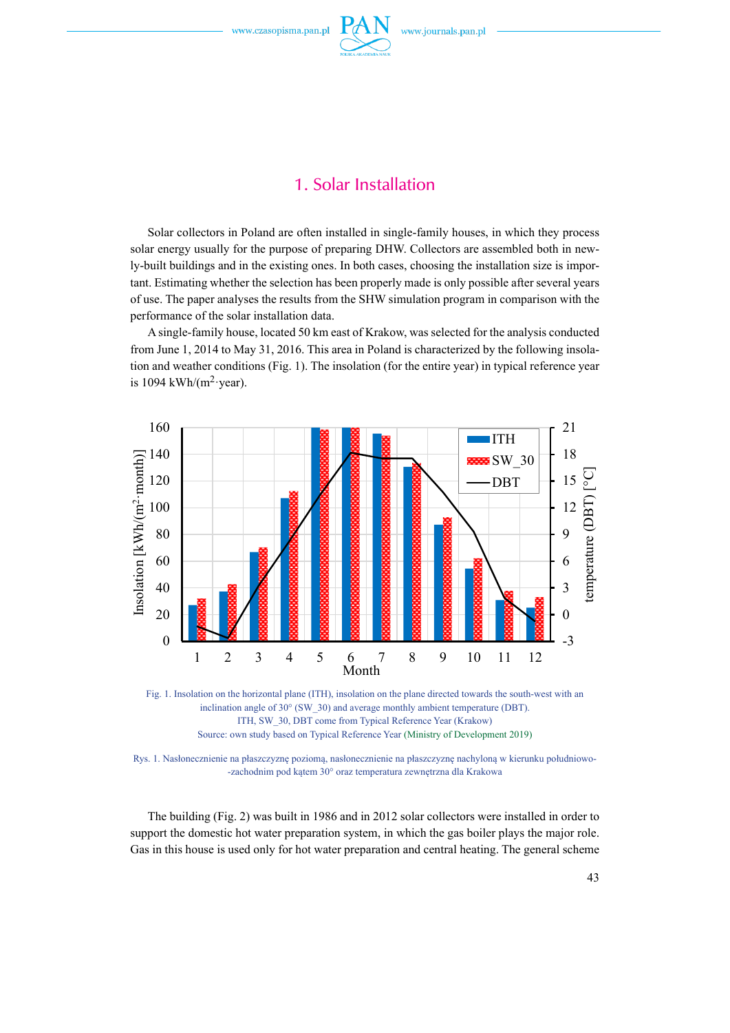# 1. Solar Installation

Solar collectors in Poland are often installed in single-family houses, in which they process solar energy usually for the purpose of preparing DHW. Collectors are assembled both in newly-built buildings and in the existing ones. In both cases, choosing the installation size is important. Estimating whether the selection has been properly made is only possible after several years of use. The paper analyses the results from the SHW simulation program in comparison with the performance of the solar installation data.

A single-family house, located 50 km east of Krakow, was selected for the analysis conducted from June 1, 2014 to May 31, 2016. This area in Poland is characterized by the following insolation and weather conditions (Fig. 1). The insolation (for the entire year) in typical reference year is 1094 kWh/($m^2$·year).

Fig. 1. Insolation on the horizontal plane (ITH), insolation on the plane directed towards the south-west with an inclination angle of 30° (SW_30) and average monthly ambient temperature (DBT).
ITH, SW_30, DBT come from Typical Reference Year (Krakow)
Source: own study based on Typical Reference Year (Ministry of Development 2019)

Rys. 1. Nasłonecznienie na płaszczyznę poziomą, nasłonecznienie na płaszczyznę nachyloną w kierunku południowo-zachodnim pod kątem 30° oraz temperatura zewnętrzna dla Krakowa

The building (Fig. 2) was built in 1986 and in 2012 solar collectors were installed in order to support the domestic hot water preparation system, in which the gas boiler plays the major role. Gas in this house is used only for hot water preparation and central heating. The general scheme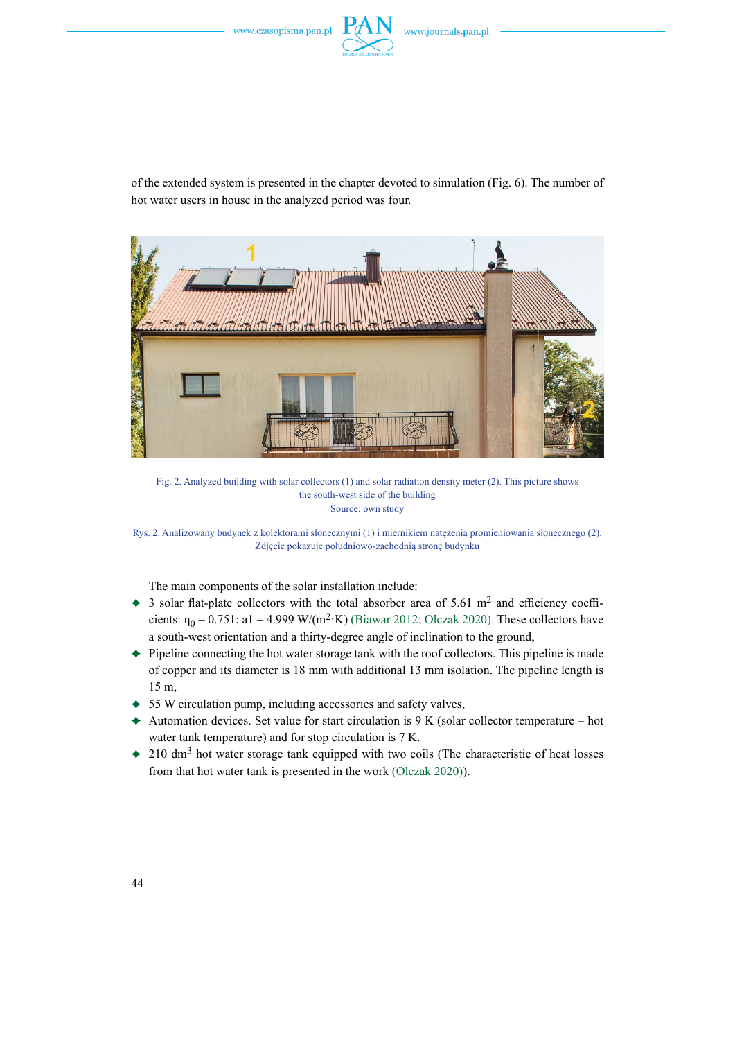of the extended system is presented in the chapter devoted to simulation (Fig. 6). The number of hot water users in house in the analyzed period was four.

Fig. 2. Analyzed building with solar collectors (1) and solar radiation density meter (2). This picture shows the south-west side of the building
Source: own study

Rys. 2. Analizowany budynek z kolektorami słonecznymi (1) i miernikiem natężenia promieniowania słonecznego (2). Zdjęcie pokazuje południowo-zachodnią stronę budynku

The main components of the solar installation include:

- 3 solar flat-plate collectors with the total absorber area of 5.61 $m^2$ and efficiency coefficients: $\eta_0 = 0.751$; a1 = 4.999 $W/(m^2 \cdot K)$ (Biawar 2012; Olczak 2020). These collectors have a south-west orientation and a thirty-degree angle of inclination to the ground,
- Pipeline connecting the hot water storage tank with the roof collectors. This pipeline is made of copper and its diameter is 18 mm with additional 13 mm isolation. The pipeline length is 15 m,
- 55 W circulation pump, including accessories and safety valves,
- Automation devices. Set value for start circulation is 9 K (solar collector temperature – hot water tank temperature) and for stop circulation is 7 K.
- 210 $dm^3$ hot water storage tank equipped with two coils (The characteristic of heat losses from that hot water tank is presented in the work (Olczak 2020)).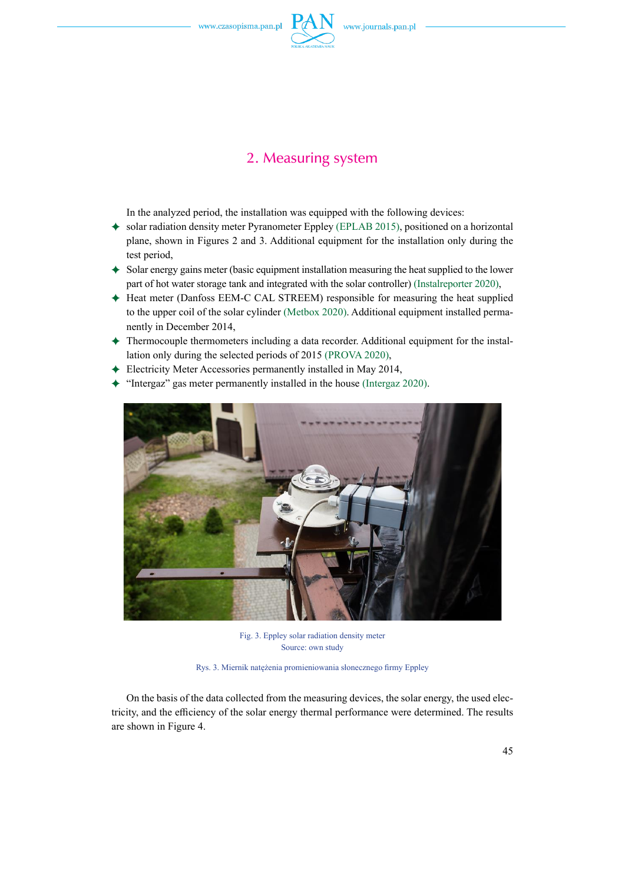## 2. Measuring system

In the analyzed period, the installation was equipped with the following devices:

- solar radiation density meter Pyranometer Eppley (EPLAB 2015), positioned on a horizontal plane, shown in Figures 2 and 3. Additional equipment for the installation only during the test period,
- Solar energy gains meter (basic equipment installation measuring the heat supplied to the lower part of hot water storage tank and integrated with the solar controller) (Instalreporter 2020),
- Heat meter (Danfoss EEM-C CAL STREEM) responsible for measuring the heat supplied to the upper coil of the solar cylinder (Metbox 2020). Additional equipment installed permanently in December 2014,
- Thermocouple thermometers including a data recorder. Additional equipment for the installation only during the selected periods of 2015 (PROVA 2020),
- Electricity Meter Accessories permanently installed in May 2014,
- "Intergaz" gas meter permanently installed in the house (Intergaz 2020).

Fig. 3. Eppley solar radiation density meter
Source: own study

Rys. 3. Miernik natężenia promieniowania słonecznego firmy Eppley

On the basis of the data collected from the measuring devices, the solar energy, the used electricity, and the efficiency of the solar energy thermal performance were determined. The results are shown in Figure 4.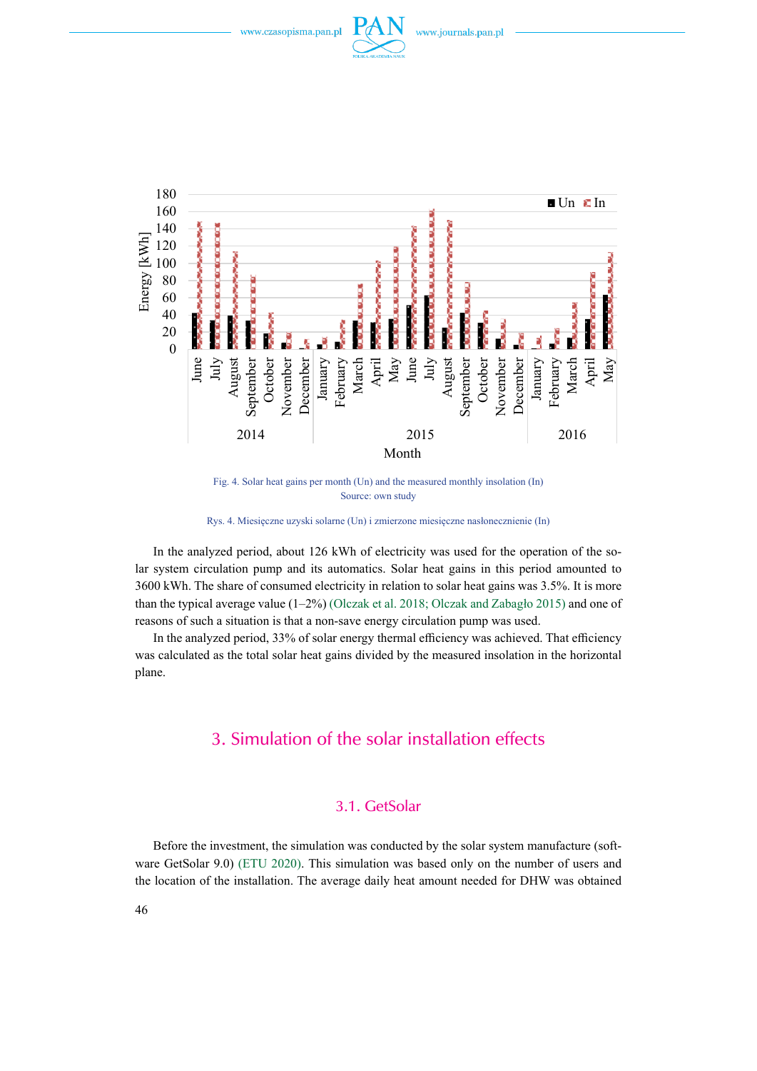Fig. 4. Solar heat gains per month (Un) and the measured monthly insolation (In)
Source: own study

Rys. 4. Miesięczne uzyski solarne (Un) i zmierzone miesięczne nasłonecznienie (In)

In the analyzed period, about 126 kWh of electricity was used for the operation of the solar system circulation pump and its automatics. Solar heat gains in this period amounted to 3600 kWh. The share of consumed electricity in relation to solar heat gains was 3.5%. It is more than the typical average value (1–2%) (Olczak et al. 2018; Olczak and Zabagło 2015) and one of reasons of such a situation is that a non-save energy circulation pump was used.

In the analyzed period, 33% of solar energy thermal efficiency was achieved. That efficiency was calculated as the total solar heat gains divided by the measured insolation in the horizontal plane.

## 3. Simulation of the solar installation effects

### 3.1. GetSolar

Before the investment, the simulation was conducted by the solar system manufacture (software GetSolar 9.0) (ETU 2020). This simulation was based only on the number of users and the location of the installation. The average daily heat amount needed for DHW was obtained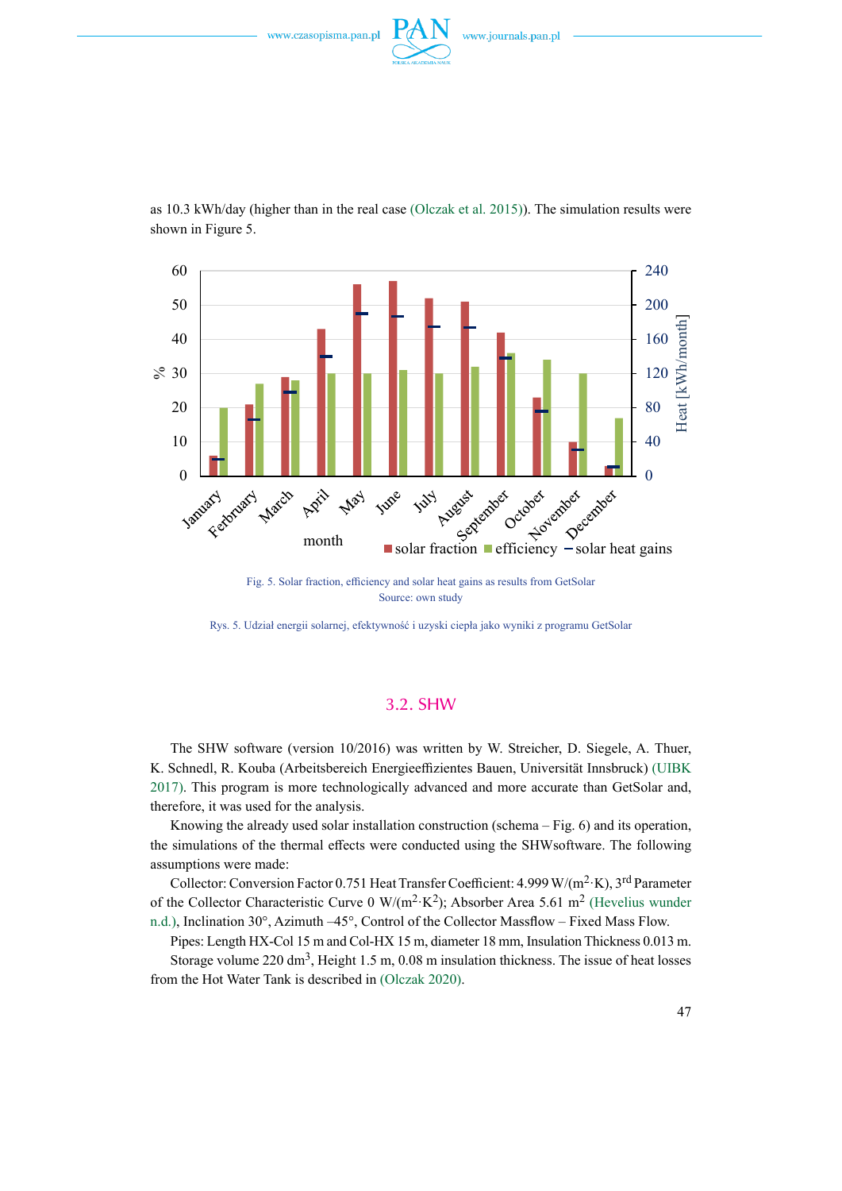as 10.3 kWh/day (higher than in the real case (Olczak et al. 2015)). The simulation results were shown in Figure 5.

Fig. 5. Solar fraction, efficiency and solar heat gains as results from GetSolar
Source: own study

Rys. 5. Udział energii solarnej, efektywność i uzyski ciepła jako wyniki z programu GetSolar

### 3.2. SHW

The SHW software (version 10/2016) was written by W. Streicher, D. Siegele, A. Thuer, K. Schnedl, R. Kouba (Arbeitsbereich Energieeffizientes Bauen, Universität Innsbruck) (UIBK 2017). This program is more technologically advanced and more accurate than GetSolar and, therefore, it was used for the analysis.

Knowing the already used solar installation construction (schema – Fig. 6) and its operation, the simulations of the thermal effects were conducted using the SHWsoftware. The following assumptions were made:

Collector: Conversion Factor 0.751 Heat Transfer Coefficient: 4.999 W/($m^2$·K), 3rd Parameter of the Collector Characteristic Curve 0 W/($m^2$·$K^2$); Absorber Area 5.61 $m^2$ (Hevelius wunder n.d.), Inclination 30°, Azimuth –45°, Control of the Collector Massflow – Fixed Mass Flow.

Pipes: Length HX-Col 15 m and Col-HX 15 m, diameter 18 mm, Insulation Thickness 0.013 m.

Storage volume 220 $dm^3$, Height 1.5 m, 0.08 m insulation thickness. The issue of heat losses from the Hot Water Tank is described in (Olczak 2020).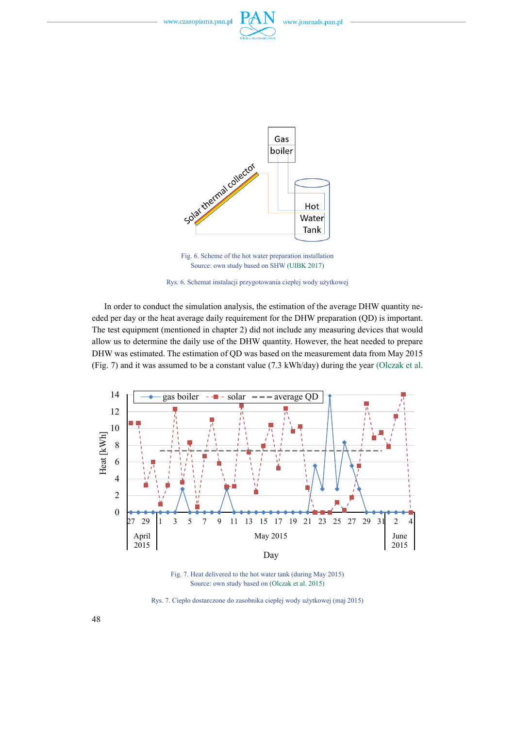Fig. 6. Scheme of the hot water preparation installation
Source: own study based on SHW (UIBK 2017)

Rys. 6. Schemat instalacji przygotowania ciepłej wody użytkowej

In order to conduct the simulation analysis, the estimation of the average DHW quantity needed per day or the heat average daily requirement for the DHW preparation (QD) is important. The test equipment (mentioned in chapter 2) did not include any measuring devices that would allow us to determine the daily use of the DHW quantity. However, the heat needed to prepare DHW was estimated. The estimation of QD was based on the measurement data from May 2015 (Fig. 7) and it was assumed to be a constant value (7.3 kWh/day) during the year (Olczak et al.

Fig. 7. Heat delivered to the hot water tank (during May 2015)
Source: own study based on (Olczak et al. 2015)

Rys. 7. Ciepło dostarczone do zasobnika ciepłej wody użytkowej (maj 2015)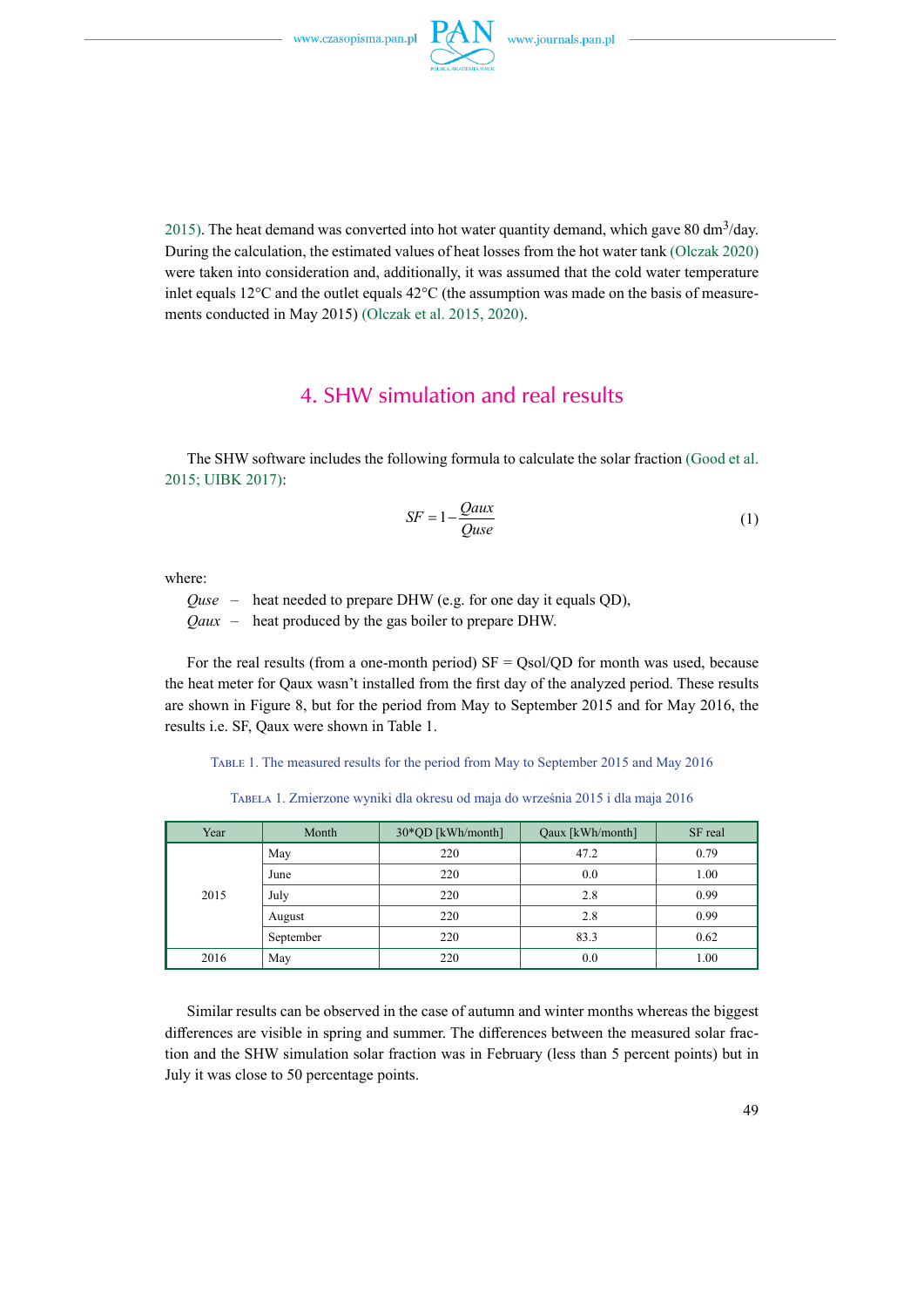2015). The heat demand was converted into hot water quantity demand, which gave 80 $dm^3$/day. During the calculation, the estimated values of heat losses from the hot water tank (Olczak 2020) were taken into consideration and, additionally, it was assumed that the cold water temperature inlet equals 12°C and the outlet equals 42°C (the assumption was made on the basis of measurements conducted in May 2015) (Olczak et al. 2015, 2020).

## 4. SHW simulation and real results

The SHW software includes the following formula to calculate the solar fraction (Good et al. 2015; UIBK 2017):

$$SF = 1 - \frac{Qaux}{Quse} \tag{1}$$

where:

*Quse* – heat needed to prepare DHW (e.g. for one day it equals QD),
*Qaux* – heat produced by the gas boiler to prepare DHW.

For the real results (from a one-month period) SF = Qsol/QD for month was used, because the heat meter for Qaux wasn't installed from the first day of the analyzed period. These results are shown in Figure 8, but for the period from May to September 2015 and for May 2016, the results i.e. SF, Qaux were shown in Table 1.

Table 1. The measured results for the period from May to September 2015 and May 2016

Tabela 1. Zmierzone wyniki dla okresu od maja do września 2015 i dla maja 2016

| Year | Month | 30*QD [kWh/month] | Qaux [kWh/month] | SF real |
|---|---|---|---|---|
| 2015 | May | 220 | 47.2 | 0.79 |
| | June | 220 | 0.0 | 1.00 |
| | July | 220 | 2.8 | 0.99 |
| | August | 220 | 2.8 | 0.99 |
| | September | 220 | 83.3 | 0.62 |
| 2016 | May | 220 | 0.0 | 1.00 |

Similar results can be observed in the case of autumn and winter months whereas the biggest differences are visible in spring and summer. The differences between the measured solar fraction and the SHW simulation solar fraction was in February (less than 5 percent points) but in July it was close to 50 percentage points.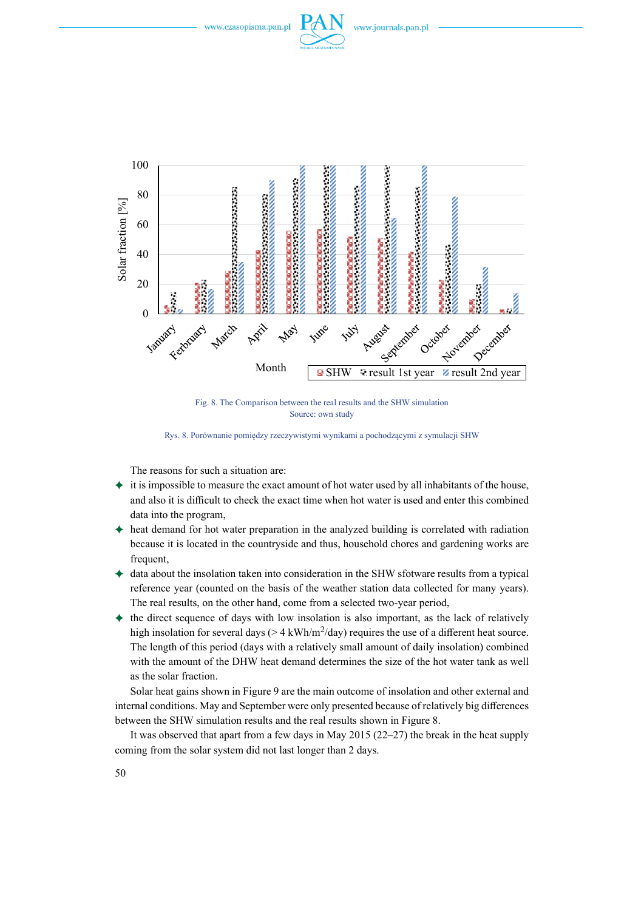Fig. 8. The Comparison between the real results and the SHW simulation
Source: own study

Rys. 8. Porównanie pomiędzy rzeczywistymi wynikami a pochodzącymi z symulacji SHW

The reasons for such a situation are:

- it is impossible to measure the exact amount of hot water used by all inhabitants of the house, and also it is difficult to check the exact time when hot water is used and enter this combined data into the program,
- heat demand for hot water preparation in the analyzed building is correlated with radiation because it is located in the countryside and thus, household chores and gardening works are frequent,
- data about the insolation taken into consideration in the SHW sfotware results from a typical reference year (counted on the basis of the weather station data collected for many years). The real results, on the other hand, come from a selected two-year period,
- the direct sequence of days with low insolation is also important, as the lack of relatively high insolation for several days (> 4 kWh/m$^2$/day) requires the use of a different heat source. The length of this period (days with a relatively small amount of daily insolation) combined with the amount of the DHW heat demand determines the size of the hot water tank as well as the solar fraction.

Solar heat gains shown in Figure 9 are the main outcome of insolation and other external and internal conditions. May and September were only presented because of relatively big differences between the SHW simulation results and the real results shown in Figure 8.

It was observed that apart from a few days in May 2015 (22–27) the break in the heat supply coming from the solar system did not last longer than 2 days.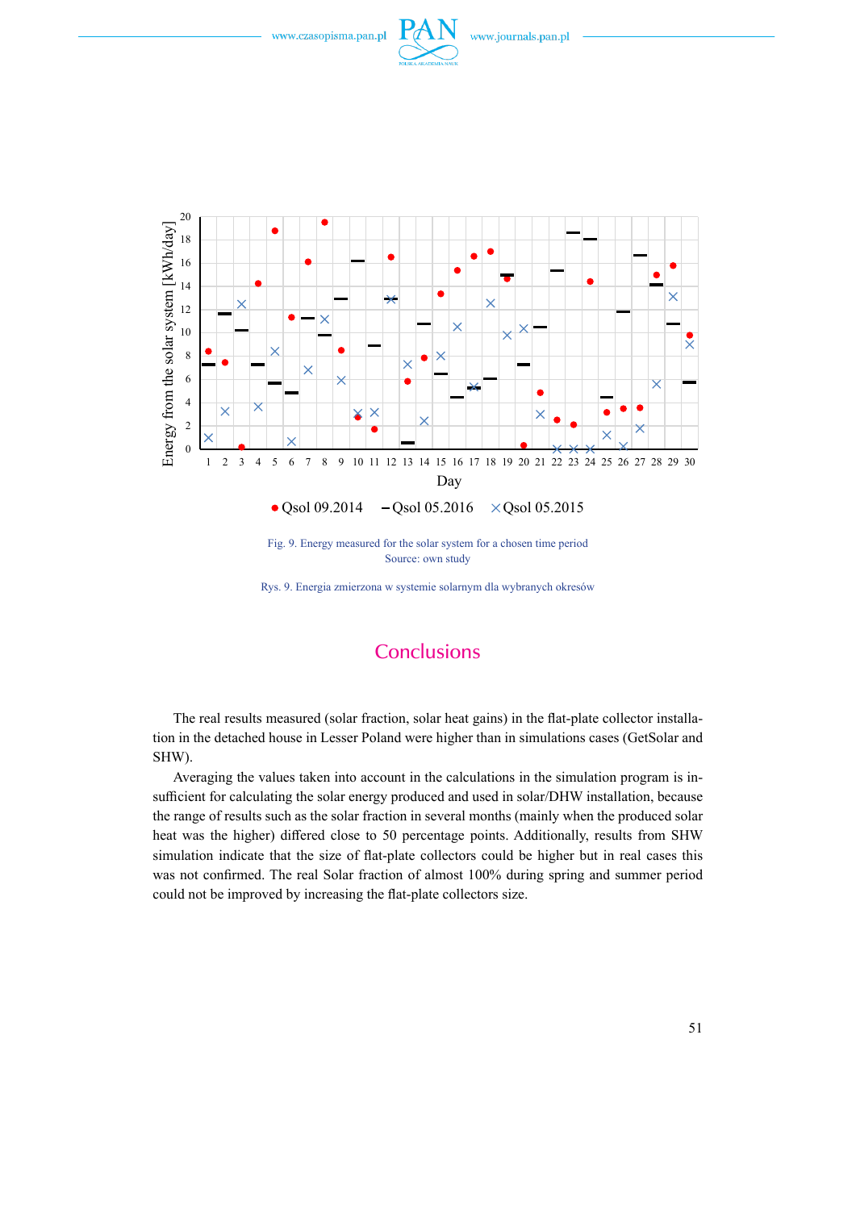Fig. 9. Energy measured for the solar system for a chosen time period
Source: own study

Rys. 9. Energia zmierzona w systemie solarnym dla wybranych okresów

## Conclusions

The real results measured (solar fraction, solar heat gains) in the flat-plate collector installation in the detached house in Lesser Poland were higher than in simulations cases (GetSolar and SHW).

Averaging the values taken into account in the calculations in the simulation program is insufficient for calculating the solar energy produced and used in solar/DHW installation, because the range of results such as the solar fraction in several months (mainly when the produced solar heat was the higher) differed close to 50 percentage points. Additionally, results from SHW simulation indicate that the size of flat-plate collectors could be higher but in real cases this was not confirmed. The real Solar fraction of almost 100% during spring and summer period could not be improved by increasing the flat-plate collectors size.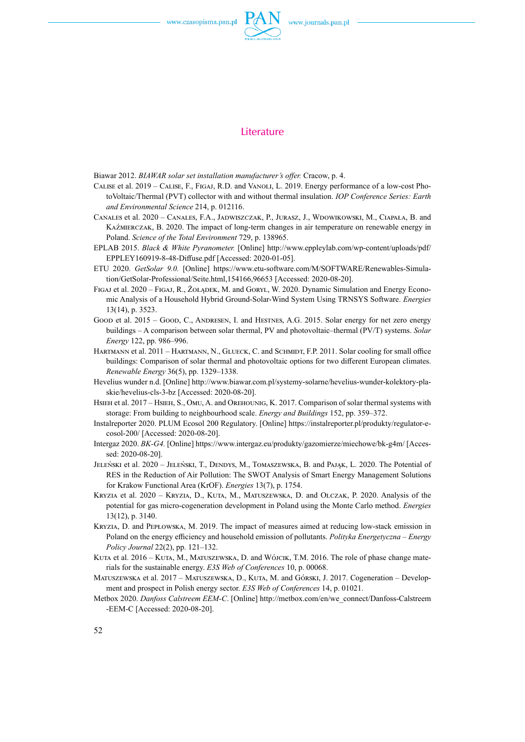## Literature

Biawar 2012. *BIAWAR solar set installation manufacturer's offer.* Cracow, p. 4.

Calise et al. 2019 – Calise, F., Figaj, R.D. and Vanoli, L. 2019. Energy performance of a low-cost PhotoVoltaic/Thermal (PVT) collector with and without thermal insulation. *IOP Conference Series: Earth and Environmental Science* 214, p. 012116.

Canales et al. 2020 – Canales, F.A., Jadwiszczak, P., Jurasz, J., Wdowikowski, M., Ciapała, B. and Kaźmierczak, B. 2020. The impact of long-term changes in air temperature on renewable energy in Poland. *Science of the Total Environment* 729, p. 138965.

EPLAB 2015. *Black & White Pyranometer.* [Online] http://www.eppleylab.com/wp-content/uploads/pdf/EPPLEY160919-8-48-Diffuse.pdf [Accessed: 2020-01-05].

ETU 2020. *GetSolar 9.0.* [Online] https://www.etu-software.com/M/SOFTWARE/Renewables-Simulation/GetSolar-Professional/Seite.html,154166,96653 [Accessed: 2020-08-20].

Figaj et al. 2020 – Figaj, R., Żołądek, M. and Goryl, W. 2020. Dynamic Simulation and Energy Economic Analysis of a Household Hybrid Ground-Solar-Wind System Using TRNSYS Software. *Energies* 13(14), p. 3523.

Good et al. 2015 – Good, C., Andresen, I. and Hestnes, A.G. 2015. Solar energy for net zero energy buildings – A comparison between solar thermal, PV and photovoltaic–thermal (PV/T) systems. *Solar Energy* 122, pp. 986–996.

Hartmann et al. 2011 – Hartmann, N., Glueck, C. and Schmidt, F.P. 2011. Solar cooling for small office buildings: Comparison of solar thermal and photovoltaic options for two different European climates. *Renewable Energy* 36(5), pp. 1329–1338.

Hevelius wunder n.d. [Online] http://www.biawar.com.pl/systemy-solarne/hevelius-wunder-kolektory-plaskie/hevelius-cls-3-bz [Accessed: 2020-08-20].

Hsieh et al. 2017 – Hsieh, S., Omu, A. and Orehounig, K. 2017. Comparison of solar thermal systems with storage: From building to neighbourhood scale. *Energy and Buildings* 152, pp. 359–372.

Instalreporter 2020. PLUM Ecosol 200 Regulatory. [Online] https://instalreporter.pl/produkty/regulator-ecosol-200/ [Accessed: 2020-08-20].

Intergaz 2020. *BK-G4.* [Online] https://www.intergaz.eu/produkty/gazomierze/miechowe/bk-g4m/ [Accessed: 2020-08-20].

Jeleński et al. 2020 – Jeleński, T., Dendys, M., Tomaszewska, B. and Pająk, L. 2020. The Potential of RES in the Reduction of Air Pollution: The SWOT Analysis of Smart Energy Management Solutions for Krakow Functional Area (KrOF). *Energies* 13(7), p. 1754.

Kryzia et al. 2020 – Kryzia, D., Kuta, M., Matuszewska, D. and Olczak, P. 2020. Analysis of the potential for gas micro-cogeneration development in Poland using the Monte Carlo method. *Energies* 13(12), p. 3140.

Kryzia, D. and Pepłowska, M. 2019. The impact of measures aimed at reducing low-stack emission in Poland on the energy efficiency and household emission of pollutants. *Polityka Energetyczna – Energy Policy Journal* 22(2), pp. 121–132.

Kuta et al. 2016 – Kuta, M., Matuszewska, D. and Wójcik, T.M. 2016. The role of phase change materials for the sustainable energy. *E3S Web of Conferences* 10, p. 00068.

Matuszewska et al. 2017 – Matuszewska, D., Kuta, M. and Górski, J. 2017. Cogeneration – Development and prospect in Polish energy sector. *E3S Web of Conferences* 14, p. 01021.

Metbox 2020. *Danfoss Calstreem EEM-C*. [Online] http://metbox.com/en/we_connect/Danfoss-Calstreem-EEM-C [Accessed: 2020-08-20].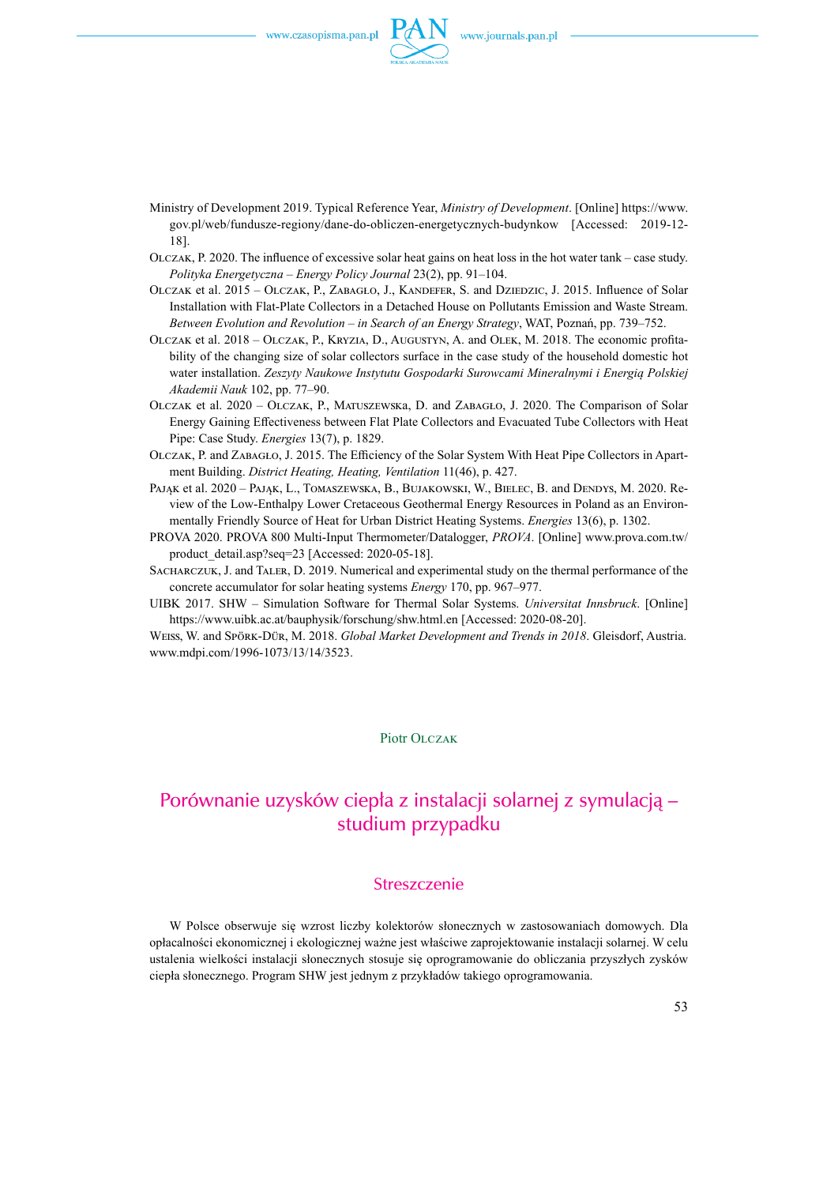Ministry of Development 2019. Typical Reference Year, *Ministry of Development*. [Online] https://www.gov.pl/web/fundusze-regiony/dane-do-obliczen-energetycznych-budynkow [Accessed: 2019-12-18].

Olczak, P. 2020. The influence of excessive solar heat gains on heat loss in the hot water tank – case study. *Polityka Energetyczna – Energy Policy Journal* 23(2), pp. 91–104.

Olczak et al. 2015 – Olczak, P., Zabagło, J., Kandefer, S. and Dziedzic, J. 2015. Influence of Solar Installation with Flat-Plate Collectors in a Detached House on Pollutants Emission and Waste Stream. *Between Evolution and Revolution – in Search of an Energy Strategy*, WAT, Poznań, pp. 739–752.

Olczak et al. 2018 – Olczak, P., Kryzia, D., Augustyn, A. and Olek, M. 2018. The economic profitability of the changing size of solar collectors surface in the case study of the household domestic hot water installation. *Zeszyty Naukowe Instytutu Gospodarki Surowcami Mineralnymi i Energią Polskiej Akademii Nauk* 102, pp. 77–90.

Olczak et al. 2020 – Olczak, P., Matuszewska, D. and Zabagło, J. 2020. The Comparison of Solar Energy Gaining Effectiveness between Flat Plate Collectors and Evacuated Tube Collectors with Heat Pipe: Case Study. *Energies* 13(7), p. 1829.

Olczak, P. and Zabagło, J. 2015. The Efficiency of the Solar System With Heat Pipe Collectors in Apartment Building. *District Heating, Heating, Ventilation* 11(46), p. 427.

Pająk et al. 2020 – Pająk, L., Tomaszewska, B., Bujakowski, W., Bielec, B. and Dendys, M. 2020. Review of the Low-Enthalpy Lower Cretaceous Geothermal Energy Resources in Poland as an Environmentally Friendly Source of Heat for Urban District Heating Systems. *Energies* 13(6), p. 1302.

PROVA 2020. PROVA 800 Multi-Input Thermometer/Datalogger, *PROVA*. [Online] www.prova.com.tw/product_detail.asp?seq=23 [Accessed: 2020-05-18].

Sacharczuk, J. and Taler, D. 2019. Numerical and experimental study on the thermal performance of the concrete accumulator for solar heating systems *Energy* 170, pp. 967–977.

UIBK 2017. SHW – Simulation Software for Thermal Solar Systems. *Universitat Innsbruck*. [Online] https://www.uibk.ac.at/bauphysik/forschung/shw.html.en [Accessed: 2020-08-20].

Weiss, W. and Spörk-Dür, M. 2018. *Global Market Development and Trends in 2018*. Gleisdorf, Austria. www.mdpi.com/1996-1073/13/14/3523.

Piotr Olczak

# Porównanie uzysków ciepła z instalacji solarnej z symulacją – studium przypadku

## Streszczenie

W Polsce obserwuje się wzrost liczby kolektorów słonecznych w zastosowaniach domowych. Dla opłacalności ekonomicznej i ekologicznej ważne jest właściwe zaprojektowanie instalacji solarnej. W celu ustalenia wielkości instalacji słonecznych stosuje się oprogramowanie do obliczania przyszłych zysków ciepła słonecznego. Program SHW jest jednym z przykładów takiego oprogramowania.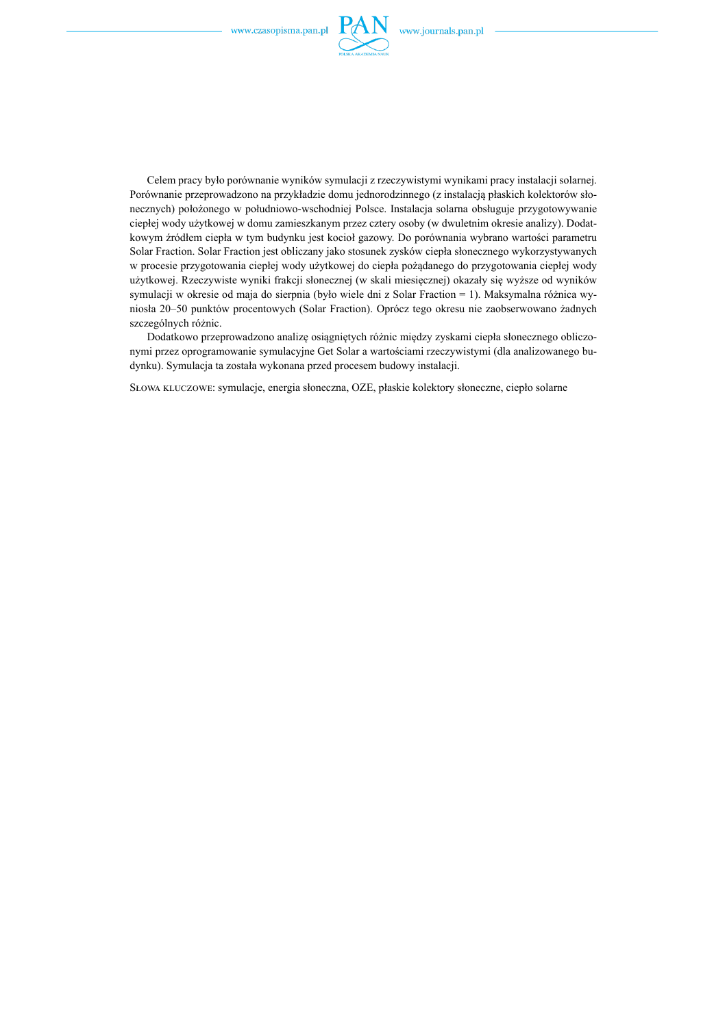Celem pracy było porównanie wyników symulacji z rzeczywistymi wynikami pracy instalacji solarnej. Porównanie przeprowadzono na przykładzie domu jednorodzinnego (z instalacją płaskich kolektorów słonecznych) położonego w południowo-wschodniej Polsce. Instalacja solarna obsługuje przygotowywanie ciepłej wody użytkowej w domu zamieszkanym przez cztery osoby (w dwuletnim okresie analizy). Dodatkowym źródłem ciepła w tym budynku jest kocioł gazowy. Do porównania wybrano wartości parametru Solar Fraction. Solar Fraction jest obliczany jako stosunek zysków ciepła słonecznego wykorzystywanych w procesie przygotowania ciepłej wody użytkowej do ciepła pożądanego do przygotowania ciepłej wody użytkowej. Rzeczywiste wyniki frakcji słonecznej (w skali miesięcznej) okazały się wyższe od wyników symulacji w okresie od maja do sierpnia (było wiele dni z Solar Fraction = 1). Maksymalna różnica wyniosła 20–50 punktów procentowych (Solar Fraction). Oprócz tego okresu nie zaobserwowano żadnych szczególnych różnic.

Dodatkowo przeprowadzono analizę osiągniętych różnic między zyskami ciepła słonecznego obliczonymi przez oprogramowanie symulacyjne Get Solar a wartościami rzeczywistymi (dla analizowanego budynku). Symulacja ta została wykonana przed procesem budowy instalacji.

Słowa kluczowe: symulacje, energia słoneczna, OZE, płaskie kolektory słoneczne, ciepło solarne